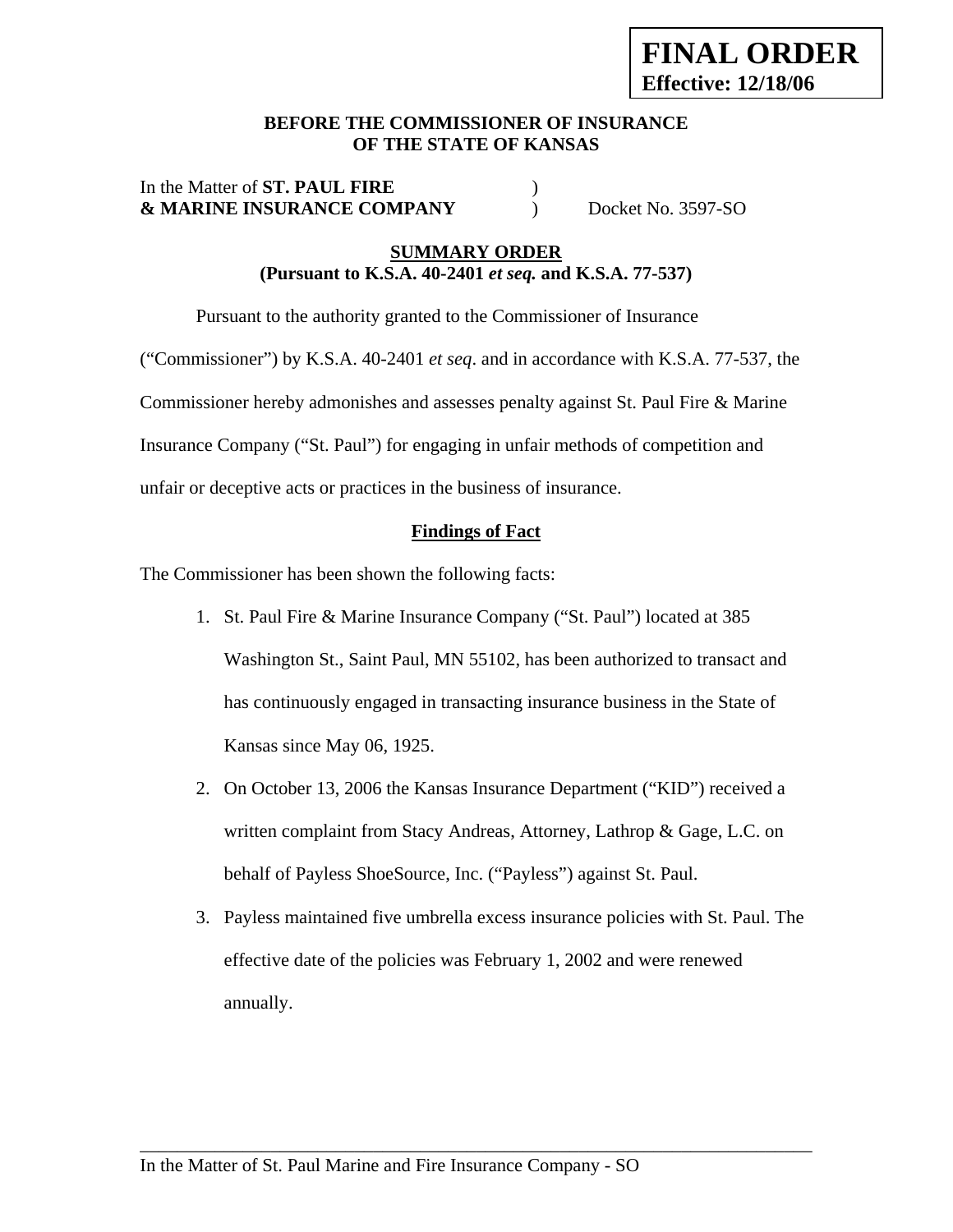**FINAL ORDER**
**Effective: 12/18/06**

**BEFORE THE COMMISSIONER OF INSURANCE**
**OF THE STATE OF KANSAS**

In the Matter of **ST. PAUL FIRE** )
**& MARINE INSURANCE COMPANY** ) Docket No. 3597-SO

## SUMMARY ORDER
**(Pursuant to K.S.A. 40-2401 *et seq.* and K.S.A. 77-537)**

Pursuant to the authority granted to the Commissioner of Insurance ("Commissioner") by K.S.A. 40-2401 *et seq*. and in accordance with K.S.A. 77-537, the Commissioner hereby admonishes and assesses penalty against St. Paul Fire & Marine Insurance Company ("St. Paul") for engaging in unfair methods of competition and unfair or deceptive acts or practices in the business of insurance.

### Findings of Fact

The Commissioner has been shown the following facts:

1. St. Paul Fire & Marine Insurance Company ("St. Paul") located at 385 Washington St., Saint Paul, MN 55102, has been authorized to transact and has continuously engaged in transacting insurance business in the State of Kansas since May 06, 1925.
2. On October 13, 2006 the Kansas Insurance Department ("KID") received a written complaint from Stacy Andreas, Attorney, Lathrop & Gage, L.C. on behalf of Payless ShoeSource, Inc. ("Payless") against St. Paul.
3. Payless maintained five umbrella excess insurance policies with St. Paul. The effective date of the policies was February 1, 2002 and were renewed annually.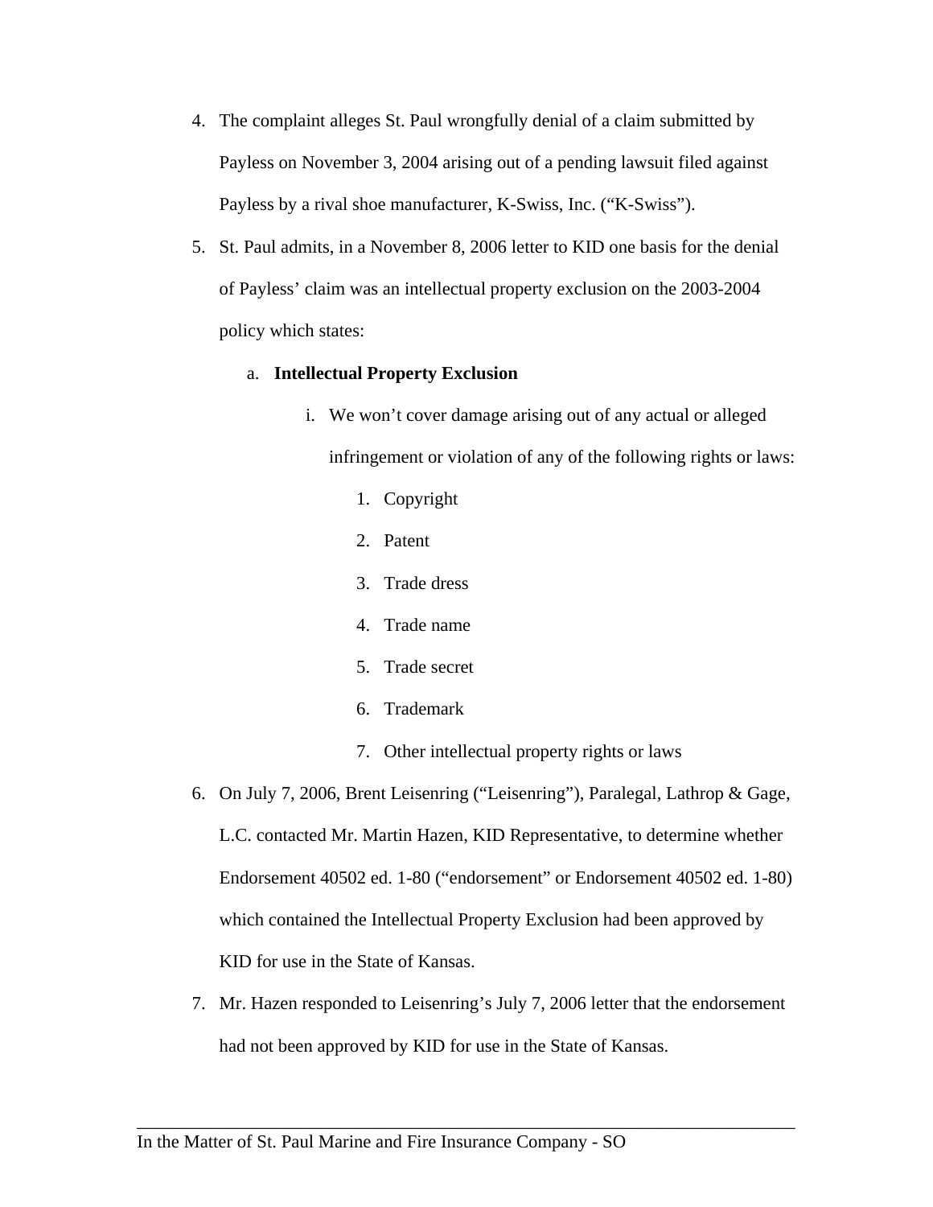4. The complaint alleges St. Paul wrongfully denial of a claim submitted by Payless on November 3, 2004 arising out of a pending lawsuit filed against Payless by a rival shoe manufacturer, K-Swiss, Inc. ("K-Swiss").

5. St. Paul admits, in a November 8, 2006 letter to KID one basis for the denial of Payless' claim was an intellectual property exclusion on the 2003-2004 policy which states:

   a. **Intellectual Property Exclusion**

      i. We won't cover damage arising out of any actual or alleged infringement or violation of any of the following rights or laws:

         1. Copyright
         2. Patent
         3. Trade dress
         4. Trade name
         5. Trade secret
         6. Trademark
         7. Other intellectual property rights or laws

6. On July 7, 2006, Brent Leisenring ("Leisenring"), Paralegal, Lathrop & Gage, L.C. contacted Mr. Martin Hazen, KID Representative, to determine whether Endorsement 40502 ed. 1-80 ("endorsement" or Endorsement 40502 ed. 1-80) which contained the Intellectual Property Exclusion had been approved by KID for use in the State of Kansas.

7. Mr. Hazen responded to Leisenring's July 7, 2006 letter that the endorsement had not been approved by KID for use in the State of Kansas.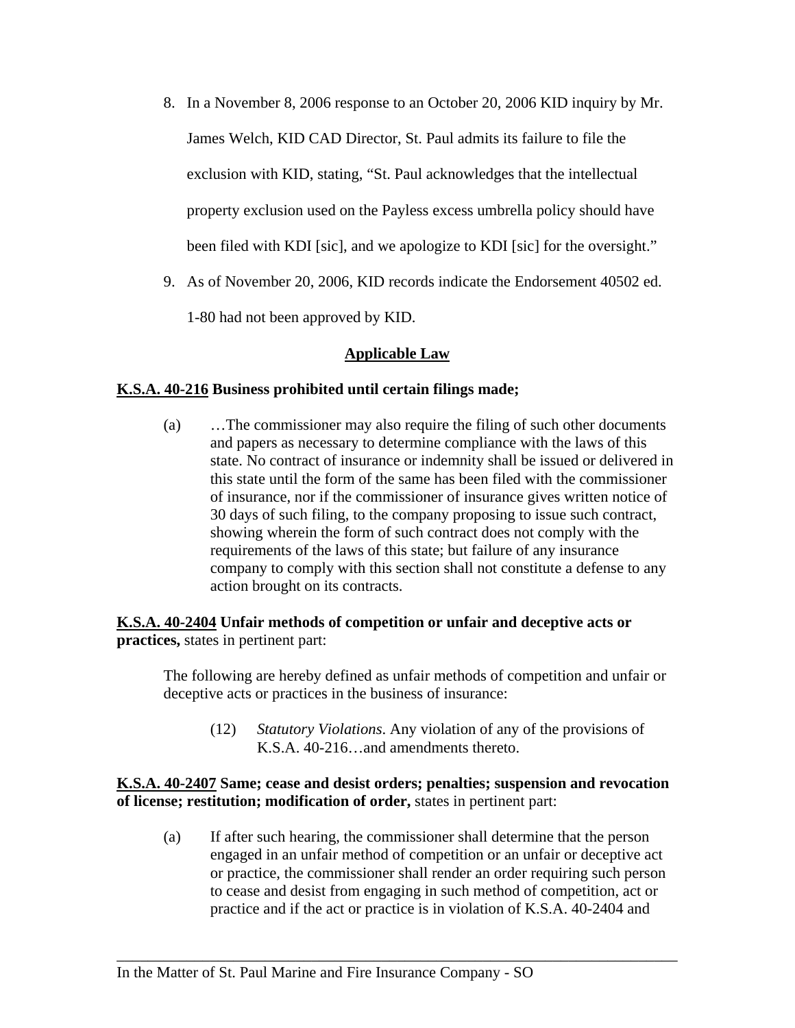8. In a November 8, 2006 response to an October 20, 2006 KID inquiry by Mr. James Welch, KID CAD Director, St. Paul admits its failure to file the exclusion with KID, stating, “St. Paul acknowledges that the intellectual property exclusion used on the Payless excess umbrella policy should have been filed with KDI [sic], and we apologize to KDI [sic] for the oversight.”

9. As of November 20, 2006, KID records indicate the Endorsement 40502 ed. 1-80 had not been approved by KID.

## Applicable Law

**K.S.A. 40-216 Business prohibited until certain filings made;**

> (a) …The commissioner may also require the filing of such other documents and papers as necessary to determine compliance with the laws of this state. No contract of insurance or indemnity shall be issued or delivered in this state until the form of the same has been filed with the commissioner of insurance, nor if the commissioner of insurance gives written notice of 30 days of such filing, to the company proposing to issue such contract, showing wherein the form of such contract does not comply with the requirements of the laws of this state; but failure of any insurance company to comply with this section shall not constitute a defense to any action brought on its contracts.

**K.S.A. 40-2404 Unfair methods of competition or unfair and deceptive acts or practices,** states in pertinent part:

> The following are hereby defined as unfair methods of competition and unfair or deceptive acts or practices in the business of insurance:
>
> (12) *Statutory Violations*. Any violation of any of the provisions of K.S.A. 40-216…and amendments thereto.

**K.S.A. 40-2407 Same; cease and desist orders; penalties; suspension and revocation of license; restitution; modification of order,** states in pertinent part:

> (a) If after such hearing, the commissioner shall determine that the person engaged in an unfair method of competition or an unfair or deceptive act or practice, the commissioner shall render an order requiring such person to cease and desist from engaging in such method of competition, act or practice and if the act or practice is in violation of K.S.A. 40-2404 and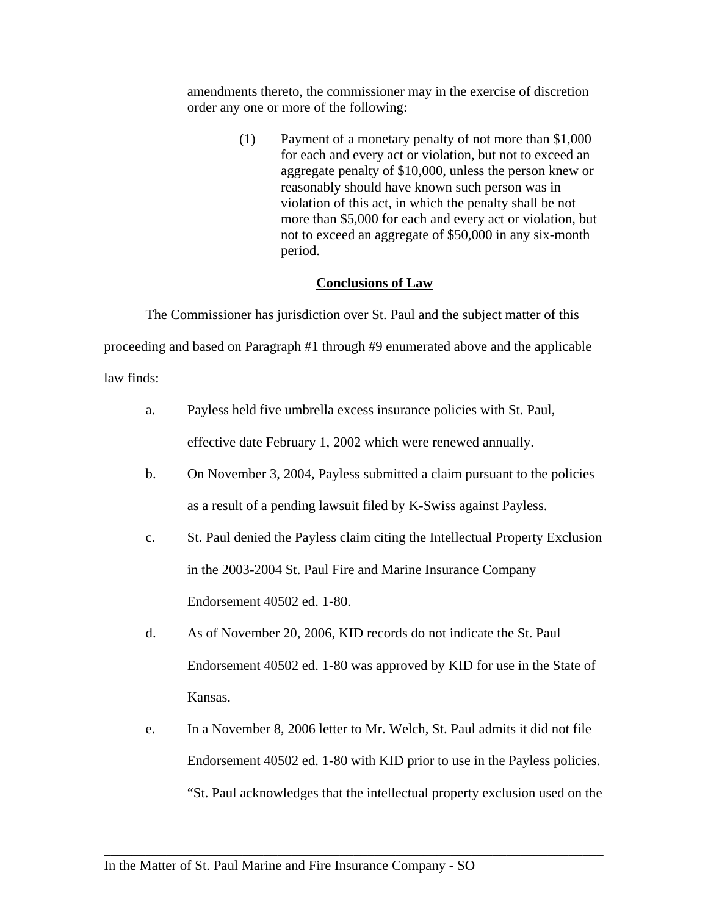amendments thereto, the commissioner may in the exercise of discretion order any one or more of the following:

> (1) Payment of a monetary penalty of not more than $1,000 for each and every act or violation, but not to exceed an aggregate penalty of $10,000, unless the person knew or reasonably should have known such person was in violation of this act, in which the penalty shall be not more than $5,000 for each and every act or violation, but not to exceed an aggregate of $50,000 in any six-month period.

## Conclusions of Law

The Commissioner has jurisdiction over St. Paul and the subject matter of this proceeding and based on Paragraph #1 through #9 enumerated above and the applicable law finds:

a. Payless held five umbrella excess insurance policies with St. Paul, effective date February 1, 2002 which were renewed annually.

b. On November 3, 2004, Payless submitted a claim pursuant to the policies as a result of a pending lawsuit filed by K-Swiss against Payless.

c. St. Paul denied the Payless claim citing the Intellectual Property Exclusion in the 2003-2004 St. Paul Fire and Marine Insurance Company Endorsement 40502 ed. 1-80.

d. As of November 20, 2006, KID records do not indicate the St. Paul Endorsement 40502 ed. 1-80 was approved by KID for use in the State of Kansas.

e. In a November 8, 2006 letter to Mr. Welch, St. Paul admits it did not file Endorsement 40502 ed. 1-80 with KID prior to use in the Payless policies. "St. Paul acknowledges that the intellectual property exclusion used on the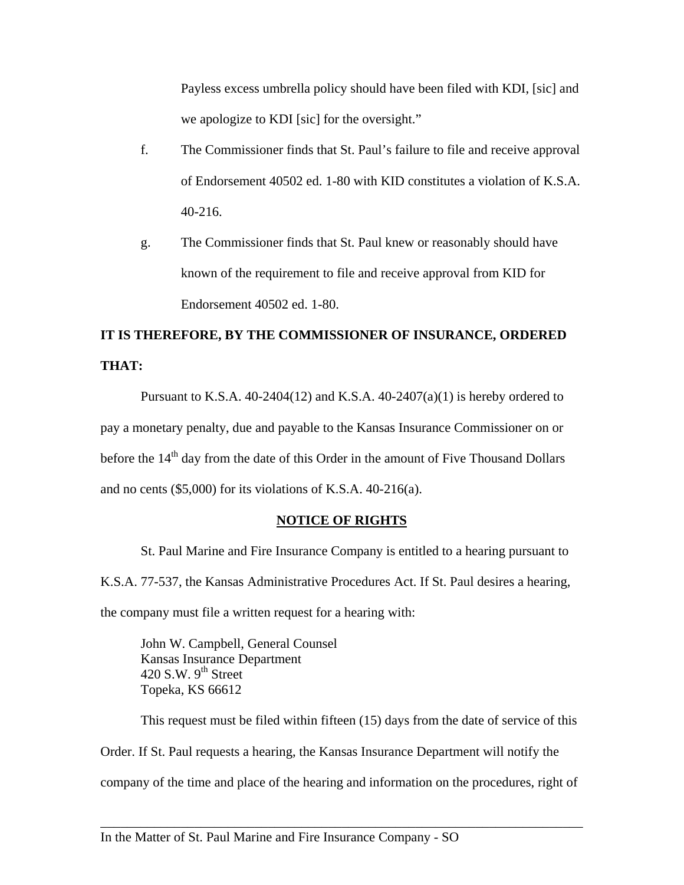Payless excess umbrella policy should have been filed with KDI, [sic] and we apologize to KDI [sic] for the oversight."

f. The Commissioner finds that St. Paul's failure to file and receive approval of Endorsement 40502 ed. 1-80 with KID constitutes a violation of K.S.A. 40-216.

g. The Commissioner finds that St. Paul knew or reasonably should have known of the requirement to file and receive approval from KID for Endorsement 40502 ed. 1-80.

**IT IS THEREFORE, BY THE COMMISSIONER OF INSURANCE, ORDERED THAT:**

Pursuant to K.S.A. 40-2404(12) and K.S.A. 40-2407(a)(1) is hereby ordered to pay a monetary penalty, due and payable to the Kansas Insurance Commissioner on or before the 14th day from the date of this Order in the amount of Five Thousand Dollars and no cents ($5,000) for its violations of K.S.A. 40-216(a).

**NOTICE OF RIGHTS**

St. Paul Marine and Fire Insurance Company is entitled to a hearing pursuant to K.S.A. 77-537, the Kansas Administrative Procedures Act. If St. Paul desires a hearing, the company must file a written request for a hearing with:

John W. Campbell, General Counsel
Kansas Insurance Department
420 S.W. 9th Street
Topeka, KS 66612

This request must be filed within fifteen (15) days from the date of service of this Order. If St. Paul requests a hearing, the Kansas Insurance Department will notify the company of the time and place of the hearing and information on the procedures, right of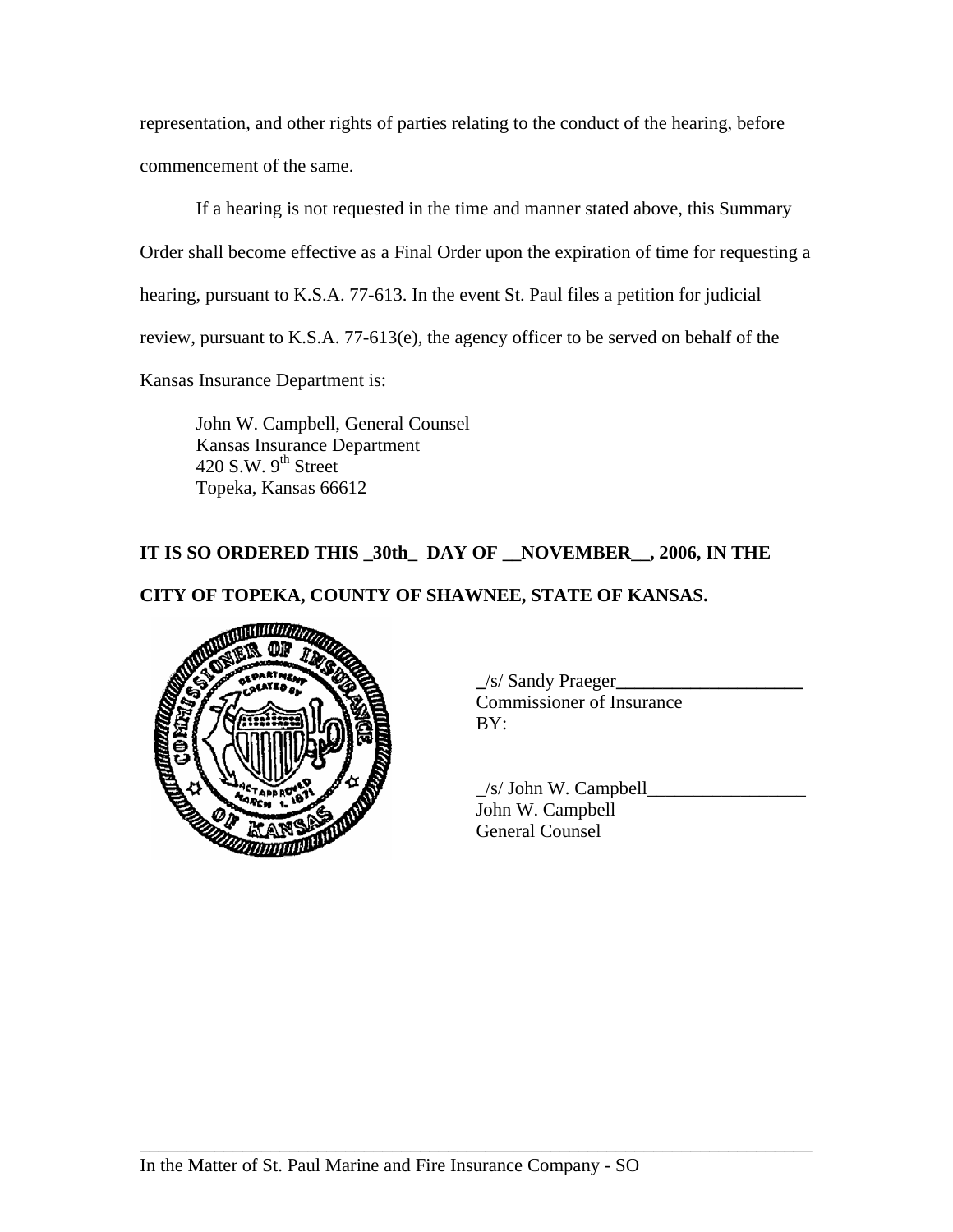representation, and other rights of parties relating to the conduct of the hearing, before commencement of the same.

If a hearing is not requested in the time and manner stated above, this Summary Order shall become effective as a Final Order upon the expiration of time for requesting a hearing, pursuant to K.S.A. 77-613. In the event St. Paul files a petition for judicial review, pursuant to K.S.A. 77-613(e), the agency officer to be served on behalf of the Kansas Insurance Department is:

John W. Campbell, General Counsel
Kansas Insurance Department
420 S.W. 9th Street
Topeka, Kansas 66612

**IT IS SO ORDERED THIS _30th_ DAY OF __NOVEMBER__, 2006, IN THE CITY OF TOPEKA, COUNTY OF SHAWNEE, STATE OF KANSAS.**

_/s/ Sandy Praeger____________________
Commissioner of Insurance
BY:

_/s/ John W. Campbell_________________
John W. Campbell
General Counsel

In the Matter of St. Paul Marine and Fire Insurance Company - SO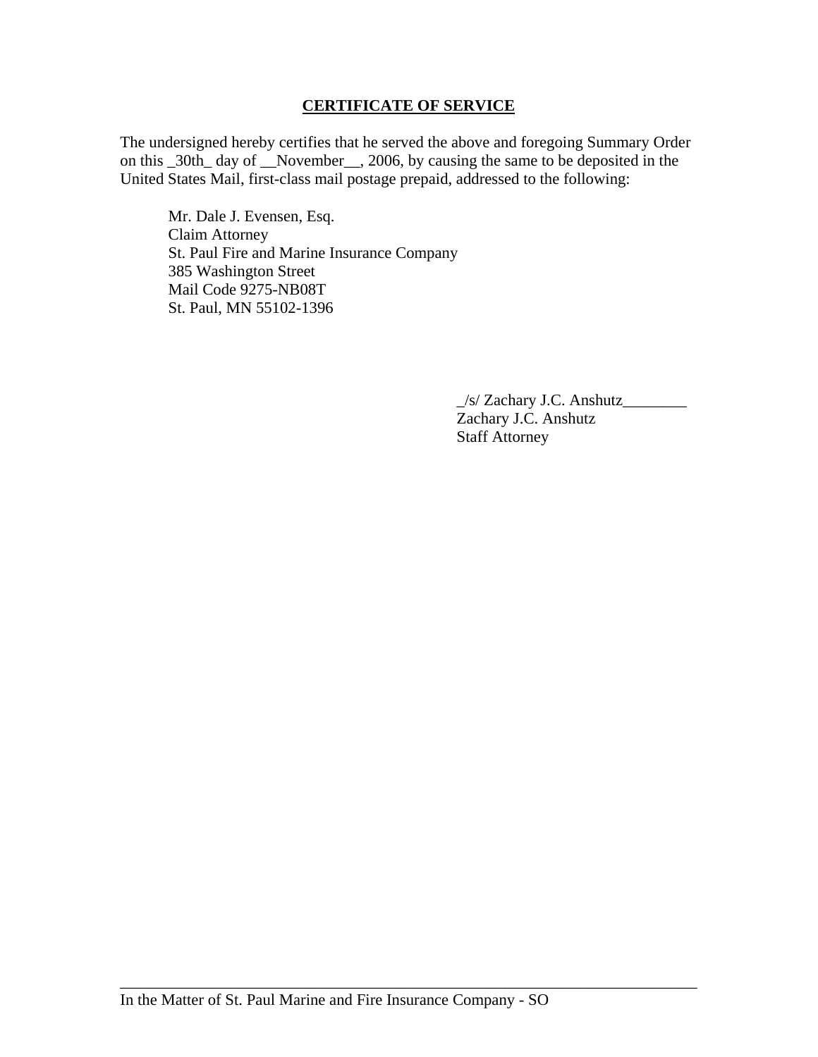**CERTIFICATE OF SERVICE**

The undersigned hereby certifies that he served the above and foregoing Summary Order on this _30th_ day of __November__, 2006, by causing the same to be deposited in the United States Mail, first-class mail postage prepaid, addressed to the following:

Mr. Dale J. Evensen, Esq.
Claim Attorney
St. Paul Fire and Marine Insurance Company
385 Washington Street
Mail Code 9275-NB08T
St. Paul, MN 55102-1396

_/s/ Zachary J.C. Anshutz________
Zachary J.C. Anshutz
Staff Attorney